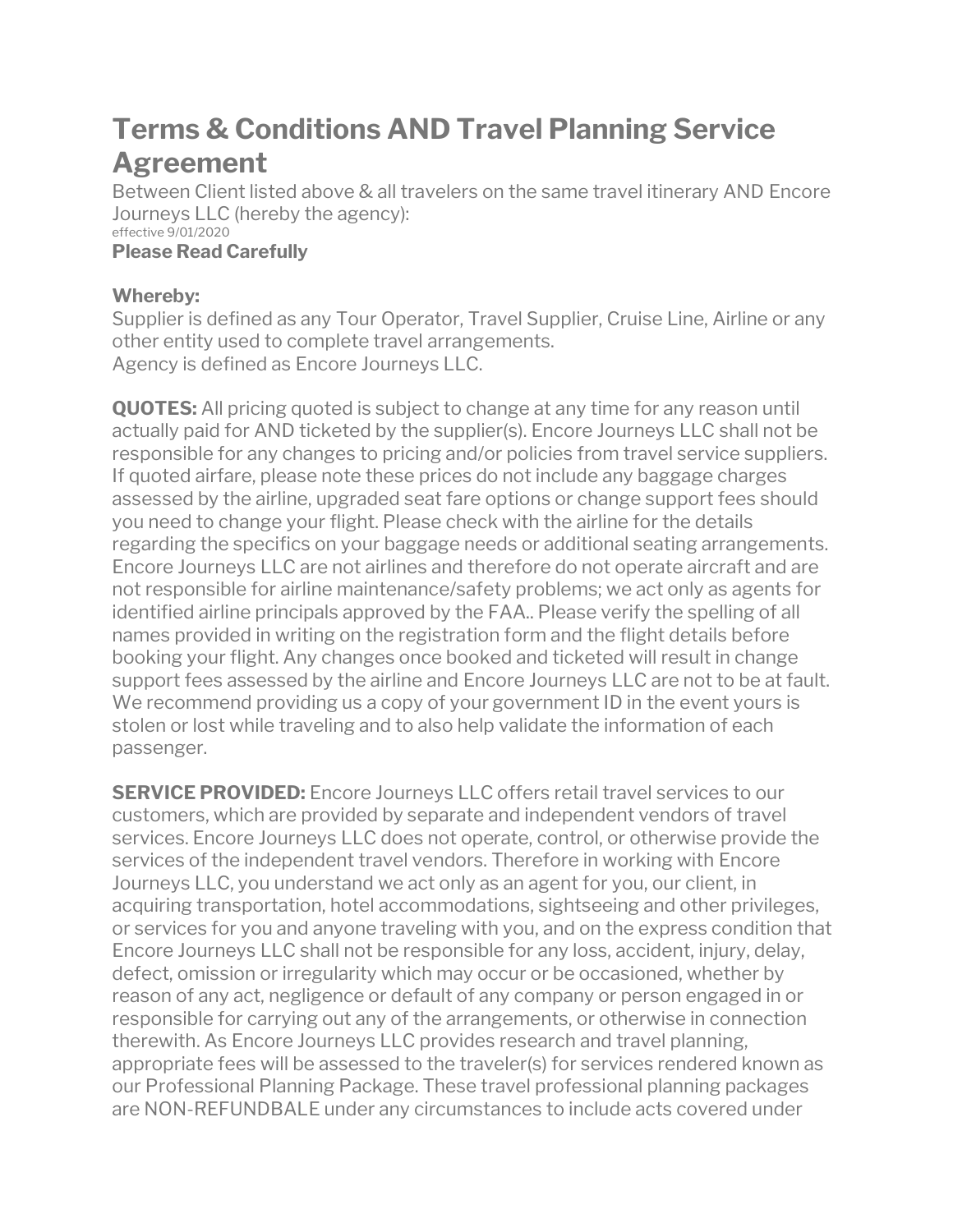# Terms & Conditions AND Travel Planning Service Agreement

Between Client listed above & all travelers on the same travel itinerary AND Encore Journeys LLC (hereby the agency):

effective 9/01/2020

**Please Read Carefully**

**Whereby:**

Supplier is defined as any Tour Operator, Travel Supplier, Cruise Line, Airline or any other entity used to complete travel arrangements.
Agency is defined as Encore Journeys LLC.

**QUOTES:** All pricing quoted is subject to change at any time for any reason until actually paid for AND ticketed by the supplier(s). Encore Journeys LLC shall not be responsible for any changes to pricing and/or policies from travel service suppliers. If quoted airfare, please note these prices do not include any baggage charges assessed by the airline, upgraded seat fare options or change support fees should you need to change your flight. Please check with the airline for the details regarding the specifics on your baggage needs or additional seating arrangements. Encore Journeys LLC are not airlines and therefore do not operate aircraft and are not responsible for airline maintenance/safety problems; we act only as agents for identified airline principals approved by the FAA.. Please verify the spelling of all names provided in writing on the registration form and the flight details before booking your flight. Any changes once booked and ticketed will result in change support fees assessed by the airline and Encore Journeys LLC are not to be at fault. We recommend providing us a copy of your government ID in the event yours is stolen or lost while traveling and to also help validate the information of each passenger.

**SERVICE PROVIDED:** Encore Journeys LLC offers retail travel services to our customers, which are provided by separate and independent vendors of travel services. Encore Journeys LLC does not operate, control, or otherwise provide the services of the independent travel vendors. Therefore in working with Encore Journeys LLC, you understand we act only as an agent for you, our client, in acquiring transportation, hotel accommodations, sightseeing and other privileges, or services for you and anyone traveling with you, and on the express condition that Encore Journeys LLC shall not be responsible for any loss, accident, injury, delay, defect, omission or irregularity which may occur or be occasioned, whether by reason of any act, negligence or default of any company or person engaged in or responsible for carrying out any of the arrangements, or otherwise in connection therewith. As Encore Journeys LLC provides research and travel planning, appropriate fees will be assessed to the traveler(s) for services rendered known as our Professional Planning Package. These travel professional planning packages are NON-REFUNDBALE under any circumstances to include acts covered under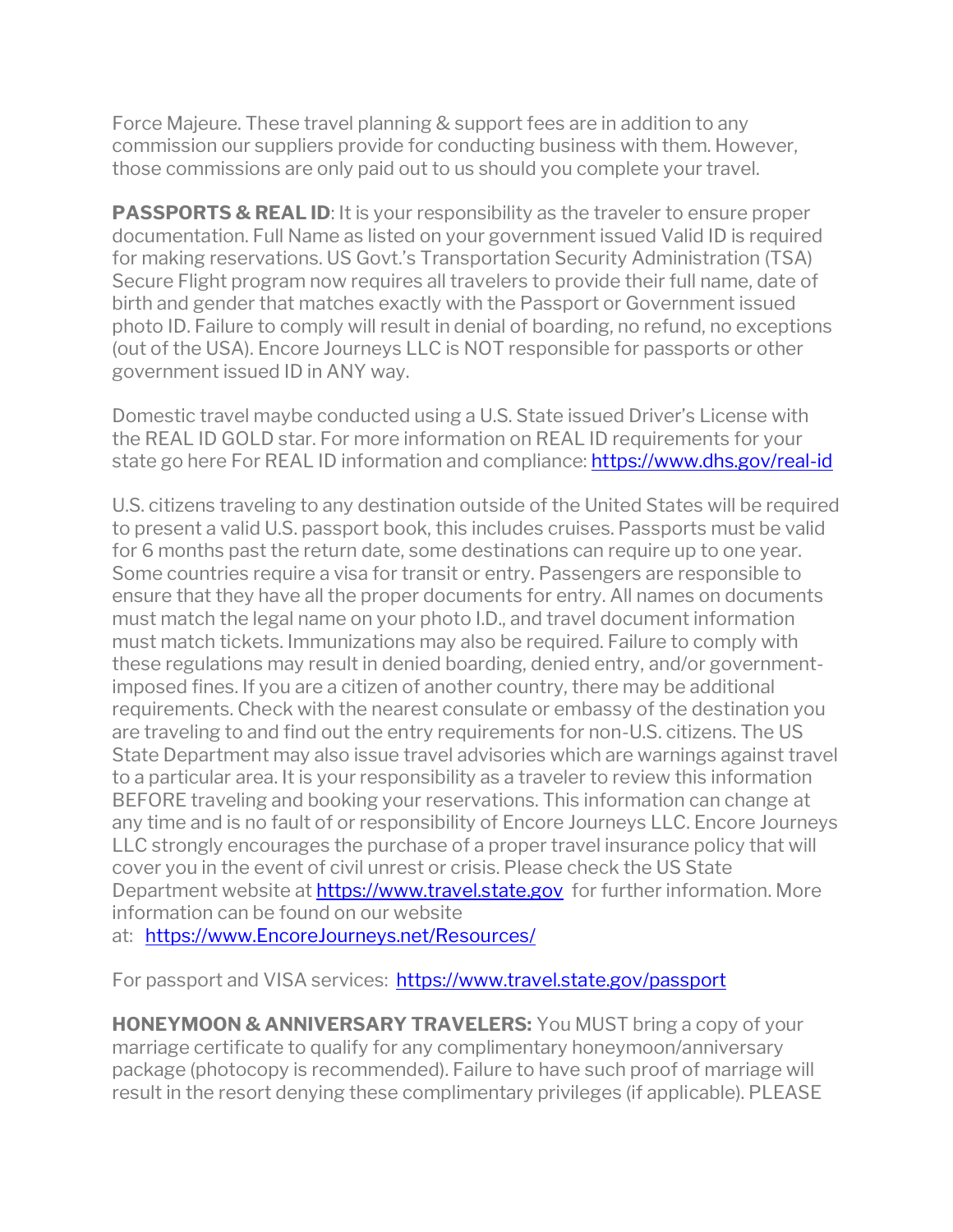Force Majeure. These travel planning & support fees are in addition to any commission our suppliers provide for conducting business with them. However, those commissions are only paid out to us should you complete your travel.

**PASSPORTS & REAL ID**: It is your responsibility as the traveler to ensure proper documentation. Full Name as listed on your government issued Valid ID is required for making reservations. US Govt.'s Transportation Security Administration (TSA) Secure Flight program now requires all travelers to provide their full name, date of birth and gender that matches exactly with the Passport or Government issued photo ID. Failure to comply will result in denial of boarding, no refund, no exceptions (out of the USA). Encore Journeys LLC is NOT responsible for passports or other government issued ID in ANY way.

Domestic travel maybe conducted using a U.S. State issued Driver's License with the REAL ID GOLD star. For more information on REAL ID requirements for your state go here For REAL ID information and compliance: [https://www.dhs.gov/real-id](https://www.dhs.gov/real-id)

U.S. citizens traveling to any destination outside of the United States will be required to present a valid U.S. passport book, this includes cruises. Passports must be valid for 6 months past the return date, some destinations can require up to one year. Some countries require a visa for transit or entry. Passengers are responsible to ensure that they have all the proper documents for entry. All names on documents must match the legal name on your photo I.D., and travel document information must match tickets. Immunizations may also be required. Failure to comply with these regulations may result in denied boarding, denied entry, and/or government-imposed fines. If you are a citizen of another country, there may be additional requirements. Check with the nearest consulate or embassy of the destination you are traveling to and find out the entry requirements for non-U.S. citizens. The US State Department may also issue travel advisories which are warnings against travel to a particular area. It is your responsibility as a traveler to review this information BEFORE traveling and booking your reservations. This information can change at any time and is no fault of or responsibility of Encore Journeys LLC. Encore Journeys LLC strongly encourages the purchase of a proper travel insurance policy that will cover you in the event of civil unrest or crisis. Please check the US State Department website at [https://www.travel.state.gov](https://www.travel.state.gov) for further information. More information can be found on our website at: [https://www.EncoreJourneys.net/Resources/](https://www.EncoreJourneys.net/Resources/)

For passport and VISA services: [https://www.travel.state.gov/passport](https://www.travel.state.gov/passport)

**HONEYMOON & ANNIVERSARY TRAVELERS:** You MUST bring a copy of your marriage certificate to qualify for any complimentary honeymoon/anniversary package (photocopy is recommended). Failure to have such proof of marriage will result in the resort denying these complimentary privileges (if applicable). PLEASE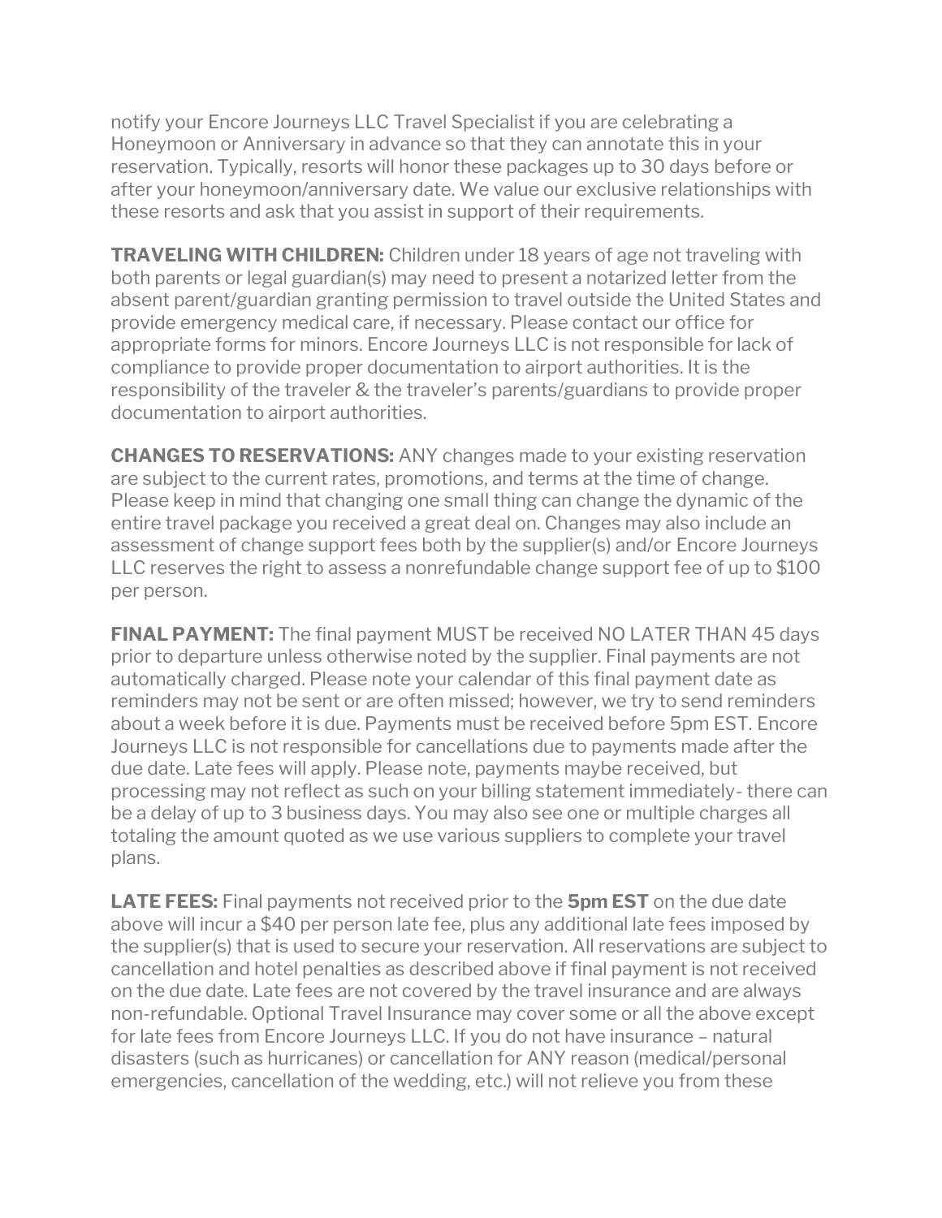notify your Encore Journeys LLC Travel Specialist if you are celebrating a Honeymoon or Anniversary in advance so that they can annotate this in your reservation. Typically, resorts will honor these packages up to 30 days before or after your honeymoon/anniversary date. We value our exclusive relationships with these resorts and ask that you assist in support of their requirements.

**TRAVELING WITH CHILDREN:** Children under 18 years of age not traveling with both parents or legal guardian(s) may need to present a notarized letter from the absent parent/guardian granting permission to travel outside the United States and provide emergency medical care, if necessary. Please contact our office for appropriate forms for minors. Encore Journeys LLC is not responsible for lack of compliance to provide proper documentation to airport authorities. It is the responsibility of the traveler & the traveler's parents/guardians to provide proper documentation to airport authorities.

**CHANGES TO RESERVATIONS:** ANY changes made to your existing reservation are subject to the current rates, promotions, and terms at the time of change. Please keep in mind that changing one small thing can change the dynamic of the entire travel package you received a great deal on. Changes may also include an assessment of change support fees both by the supplier(s) and/or Encore Journeys LLC reserves the right to assess a nonrefundable change support fee of up to $100 per person.

**FINAL PAYMENT:** The final payment MUST be received NO LATER THAN 45 days prior to departure unless otherwise noted by the supplier. Final payments are not automatically charged. Please note your calendar of this final payment date as reminders may not be sent or are often missed; however, we try to send reminders about a week before it is due. Payments must be received before 5pm EST. Encore Journeys LLC is not responsible for cancellations due to payments made after the due date. Late fees will apply. Please note, payments maybe received, but processing may not reflect as such on your billing statement immediately- there can be a delay of up to 3 business days. You may also see one or multiple charges all totaling the amount quoted as we use various suppliers to complete your travel plans.

**LATE FEES:** Final payments not received prior to the **5pm EST** on the due date above will incur a $40 per person late fee, plus any additional late fees imposed by the supplier(s) that is used to secure your reservation. All reservations are subject to cancellation and hotel penalties as described above if final payment is not received on the due date. Late fees are not covered by the travel insurance and are always non-refundable. Optional Travel Insurance may cover some or all the above except for late fees from Encore Journeys LLC. If you do not have insurance – natural disasters (such as hurricanes) or cancellation for ANY reason (medical/personal emergencies, cancellation of the wedding, etc.) will not relieve you from these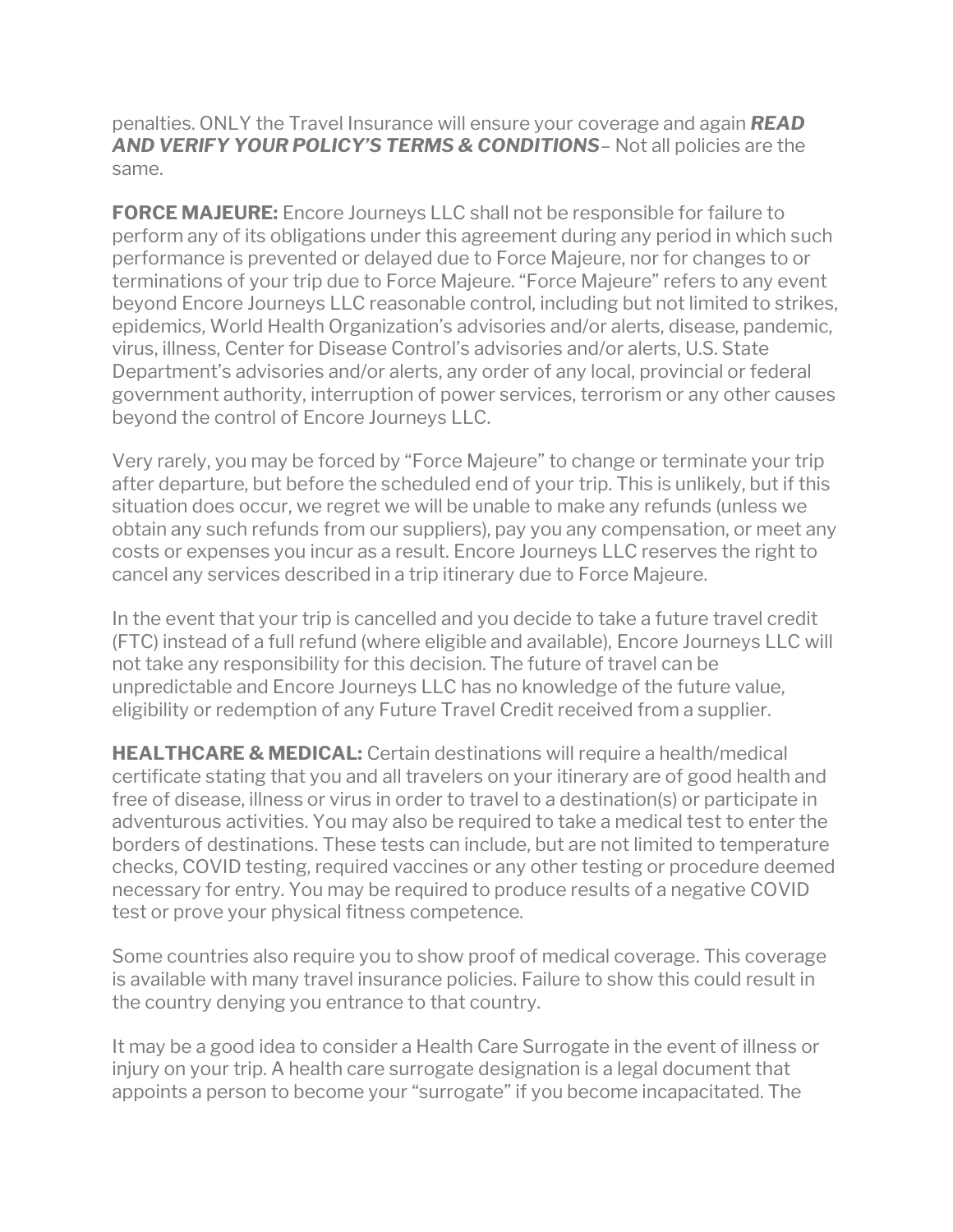penalties. ONLY the Travel Insurance will ensure your coverage and again ***READ AND VERIFY YOUR POLICY'S TERMS & CONDITIONS***– Not all policies are the same.

**FORCE MAJEURE:** Encore Journeys LLC shall not be responsible for failure to perform any of its obligations under this agreement during any period in which such performance is prevented or delayed due to Force Majeure, nor for changes to or terminations of your trip due to Force Majeure. "Force Majeure" refers to any event beyond Encore Journeys LLC reasonable control, including but not limited to strikes, epidemics, World Health Organization's advisories and/or alerts, disease, pandemic, virus, illness, Center for Disease Control's advisories and/or alerts, U.S. State Department's advisories and/or alerts, any order of any local, provincial or federal government authority, interruption of power services, terrorism or any other causes beyond the control of Encore Journeys LLC.

Very rarely, you may be forced by "Force Majeure" to change or terminate your trip after departure, but before the scheduled end of your trip. This is unlikely, but if this situation does occur, we regret we will be unable to make any refunds (unless we obtain any such refunds from our suppliers), pay you any compensation, or meet any costs or expenses you incur as a result. Encore Journeys LLC reserves the right to cancel any services described in a trip itinerary due to Force Majeure.

In the event that your trip is cancelled and you decide to take a future travel credit (FTC) instead of a full refund (where eligible and available), Encore Journeys LLC will not take any responsibility for this decision. The future of travel can be unpredictable and Encore Journeys LLC has no knowledge of the future value, eligibility or redemption of any Future Travel Credit received from a supplier.

**HEALTHCARE & MEDICAL:** Certain destinations will require a health/medical certificate stating that you and all travelers on your itinerary are of good health and free of disease, illness or virus in order to travel to a destination(s) or participate in adventurous activities. You may also be required to take a medical test to enter the borders of destinations. These tests can include, but are not limited to temperature checks, COVID testing, required vaccines or any other testing or procedure deemed necessary for entry. You may be required to produce results of a negative COVID test or prove your physical fitness competence.

Some countries also require you to show proof of medical coverage. This coverage is available with many travel insurance policies. Failure to show this could result in the country denying you entrance to that country.

It may be a good idea to consider a Health Care Surrogate in the event of illness or injury on your trip. A health care surrogate designation is a legal document that appoints a person to become your "surrogate" if you become incapacitated. The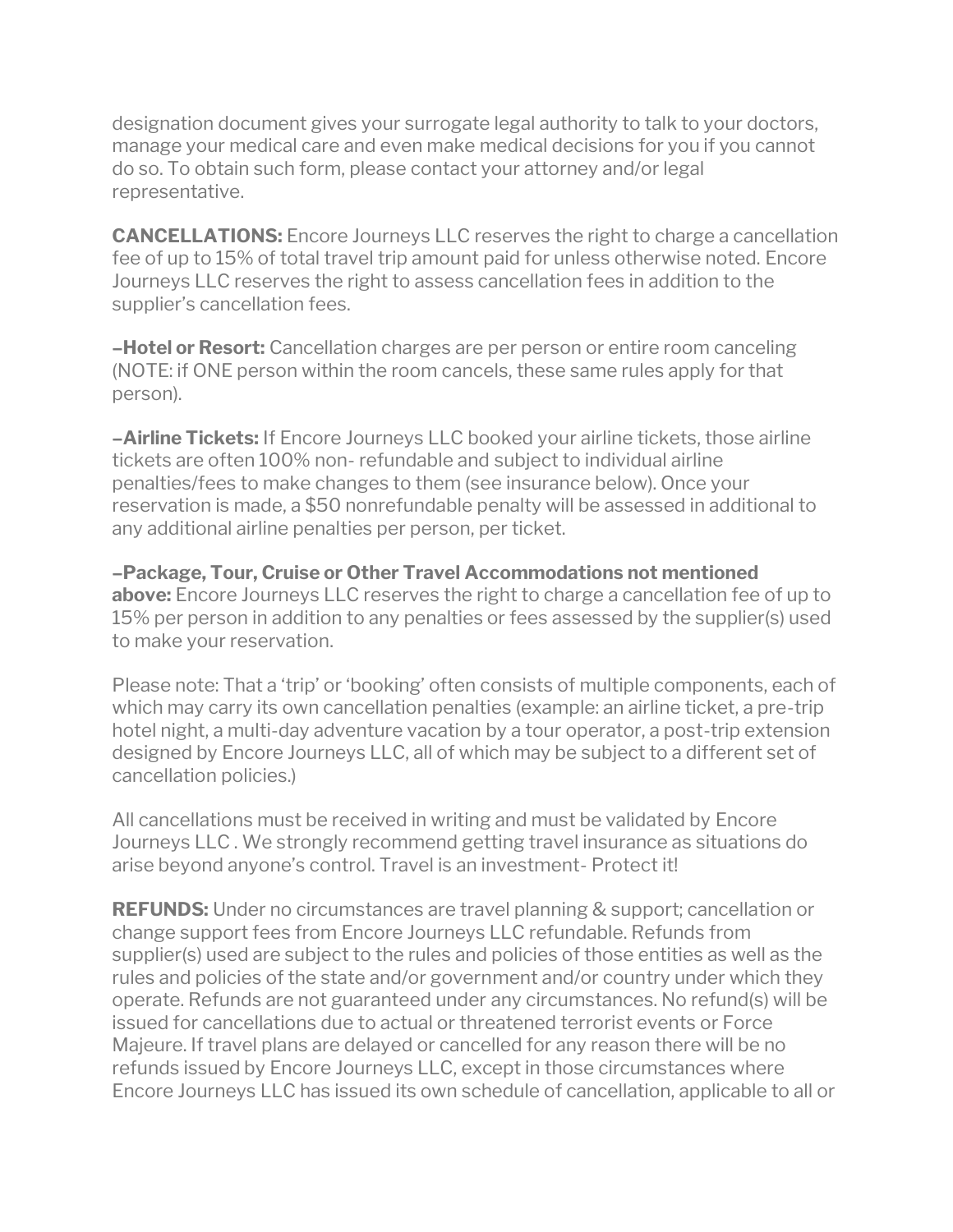designation document gives your surrogate legal authority to talk to your doctors, manage your medical care and even make medical decisions for you if you cannot do so. To obtain such form, please contact your attorney and/or legal representative.

**CANCELLATIONS:** Encore Journeys LLC reserves the right to charge a cancellation fee of up to 15% of total travel trip amount paid for unless otherwise noted. Encore Journeys LLC reserves the right to assess cancellation fees in addition to the supplier's cancellation fees.

**–Hotel or Resort:** Cancellation charges are per person or entire room canceling (NOTE: if ONE person within the room cancels, these same rules apply for that person).

**–Airline Tickets:** If Encore Journeys LLC booked your airline tickets, those airline tickets are often 100% non- refundable and subject to individual airline penalties/fees to make changes to them (see insurance below). Once your reservation is made, a $50 nonrefundable penalty will be assessed in additional to any additional airline penalties per person, per ticket.

**–Package, Tour, Cruise or Other Travel Accommodations not mentioned above:** Encore Journeys LLC reserves the right to charge a cancellation fee of up to 15% per person in addition to any penalties or fees assessed by the supplier(s) used to make your reservation.

Please note: That a 'trip' or 'booking' often consists of multiple components, each of which may carry its own cancellation penalties (example: an airline ticket, a pre-trip hotel night, a multi-day adventure vacation by a tour operator, a post-trip extension designed by Encore Journeys LLC, all of which may be subject to a different set of cancellation policies.)

All cancellations must be received in writing and must be validated by Encore Journeys LLC . We strongly recommend getting travel insurance as situations do arise beyond anyone's control. Travel is an investment- Protect it!

**REFUNDS:** Under no circumstances are travel planning & support; cancellation or change support fees from Encore Journeys LLC refundable. Refunds from supplier(s) used are subject to the rules and policies of those entities as well as the rules and policies of the state and/or government and/or country under which they operate. Refunds are not guaranteed under any circumstances. No refund(s) will be issued for cancellations due to actual or threatened terrorist events or Force Majeure. If travel plans are delayed or cancelled for any reason there will be no refunds issued by Encore Journeys LLC, except in those circumstances where Encore Journeys LLC has issued its own schedule of cancellation, applicable to all or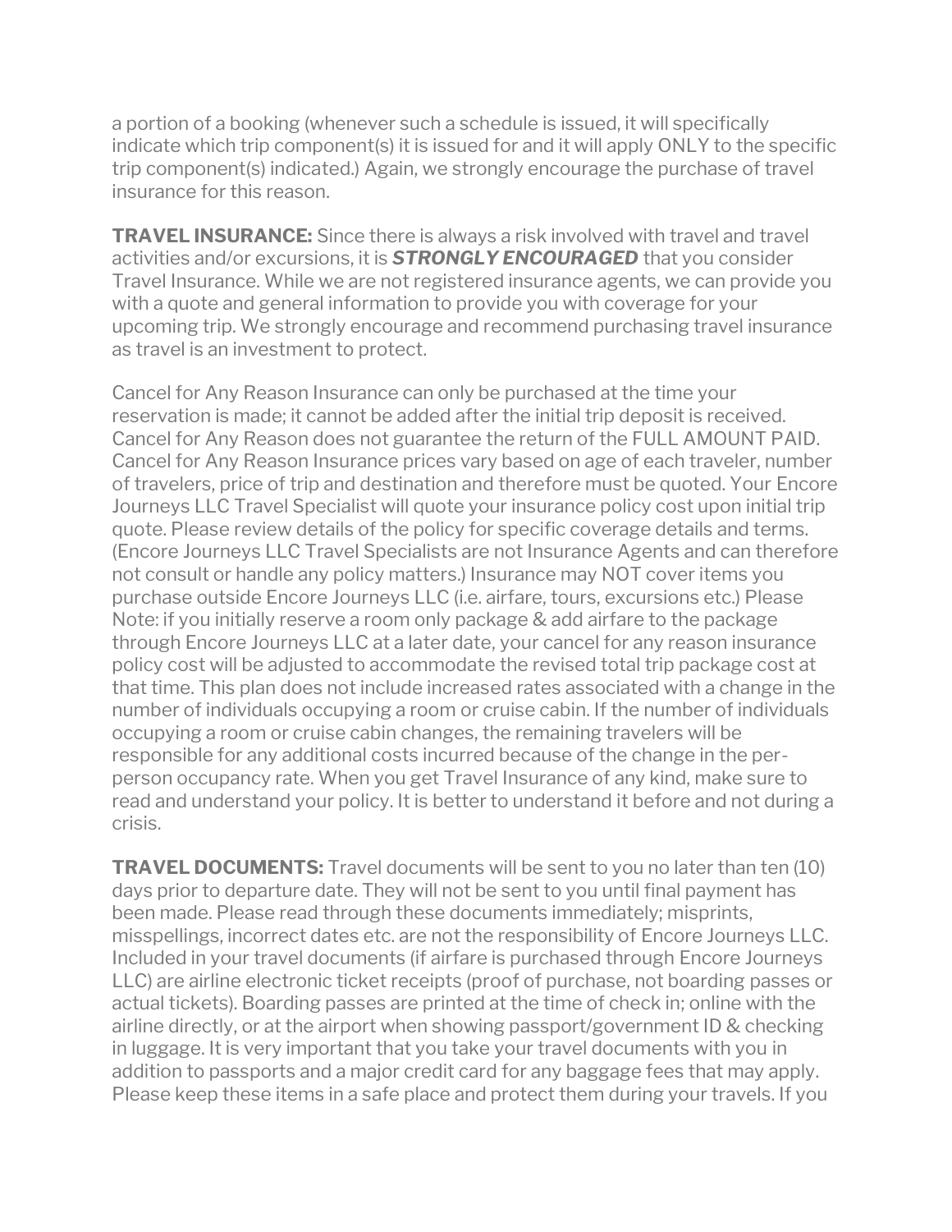a portion of a booking (whenever such a schedule is issued, it will specifically indicate which trip component(s) it is issued for and it will apply ONLY to the specific trip component(s) indicated.) Again, we strongly encourage the purchase of travel insurance for this reason.

**TRAVEL INSURANCE:** Since there is always a risk involved with travel and travel activities and/or excursions, it is ***STRONGLY ENCOURAGED*** that you consider Travel Insurance. While we are not registered insurance agents, we can provide you with a quote and general information to provide you with coverage for your upcoming trip. We strongly encourage and recommend purchasing travel insurance as travel is an investment to protect.

Cancel for Any Reason Insurance can only be purchased at the time your reservation is made; it cannot be added after the initial trip deposit is received. Cancel for Any Reason does not guarantee the return of the FULL AMOUNT PAID. Cancel for Any Reason Insurance prices vary based on age of each traveler, number of travelers, price of trip and destination and therefore must be quoted. Your Encore Journeys LLC Travel Specialist will quote your insurance policy cost upon initial trip quote. Please review details of the policy for specific coverage details and terms. (Encore Journeys LLC Travel Specialists are not Insurance Agents and can therefore not consult or handle any policy matters.) Insurance may NOT cover items you purchase outside Encore Journeys LLC (i.e. airfare, tours, excursions etc.) Please Note: if you initially reserve a room only package & add airfare to the package through Encore Journeys LLC at a later date, your cancel for any reason insurance policy cost will be adjusted to accommodate the revised total trip package cost at that time. This plan does not include increased rates associated with a change in the number of individuals occupying a room or cruise cabin. If the number of individuals occupying a room or cruise cabin changes, the remaining travelers will be responsible for any additional costs incurred because of the change in the per-person occupancy rate. When you get Travel Insurance of any kind, make sure to read and understand your policy. It is better to understand it before and not during a crisis.

**TRAVEL DOCUMENTS:** Travel documents will be sent to you no later than ten (10) days prior to departure date. They will not be sent to you until final payment has been made. Please read through these documents immediately; misprints, misspellings, incorrect dates etc. are not the responsibility of Encore Journeys LLC. Included in your travel documents (if airfare is purchased through Encore Journeys LLC) are airline electronic ticket receipts (proof of purchase, not boarding passes or actual tickets). Boarding passes are printed at the time of check in; online with the airline directly, or at the airport when showing passport/government ID & checking in luggage. It is very important that you take your travel documents with you in addition to passports and a major credit card for any baggage fees that may apply. Please keep these items in a safe place and protect them during your travels. If you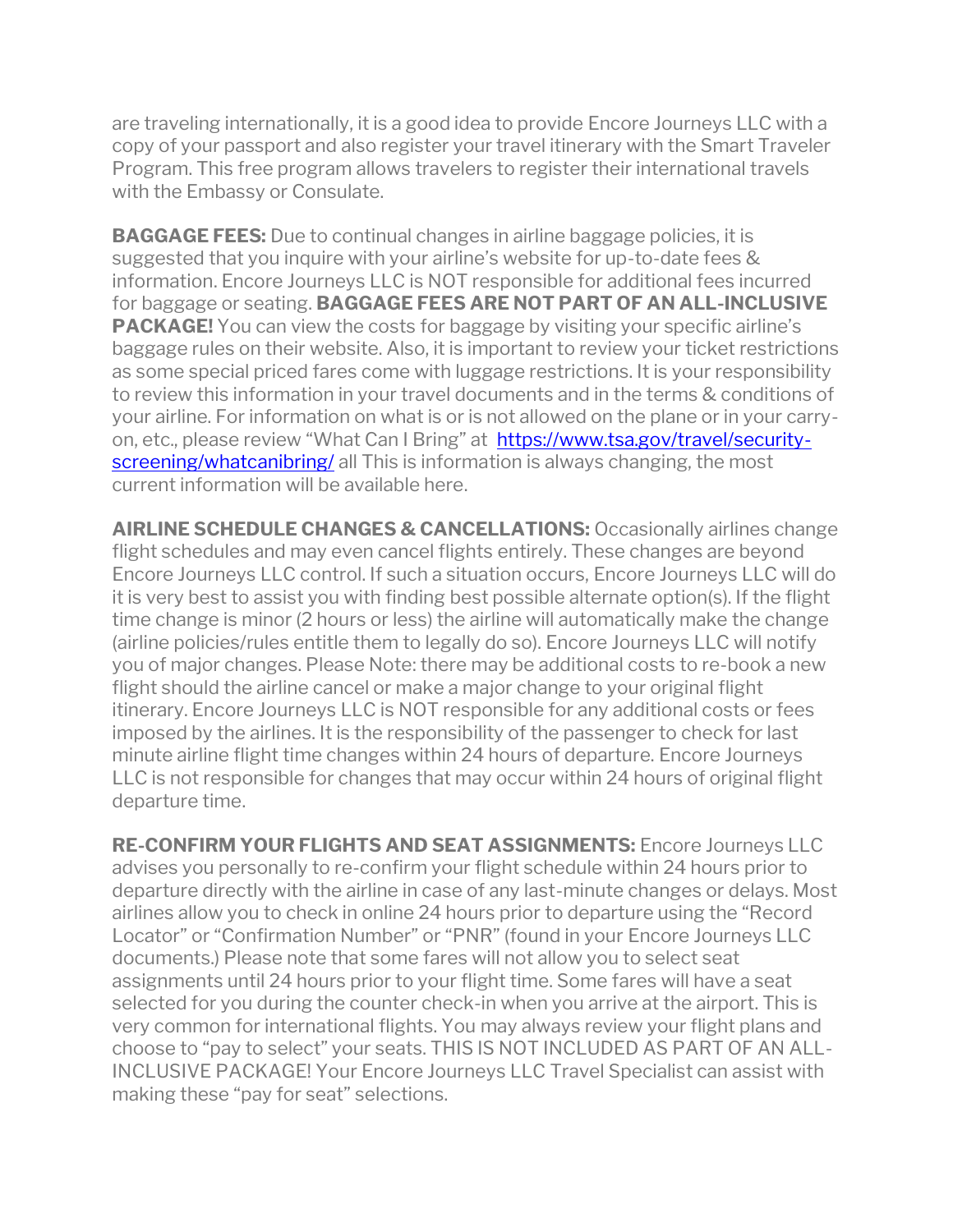are traveling internationally, it is a good idea to provide Encore Journeys LLC with a copy of your passport and also register your travel itinerary with the Smart Traveler Program. This free program allows travelers to register their international travels with the Embassy or Consulate.

**BAGGAGE FEES:** Due to continual changes in airline baggage policies, it is suggested that you inquire with your airline's website for up-to-date fees & information. Encore Journeys LLC is NOT responsible for additional fees incurred for baggage or seating. **BAGGAGE FEES ARE NOT PART OF AN ALL-INCLUSIVE PACKAGE!** You can view the costs for baggage by visiting your specific airline's baggage rules on their website. Also, it is important to review your ticket restrictions as some special priced fares come with luggage restrictions. It is your responsibility to review this information in your travel documents and in the terms & conditions of your airline. For information on what is or is not allowed on the plane or in your carry-on, etc., please review "What Can I Bring" at [https://www.tsa.gov/travel/security-screening/whatcanibring/](https://www.tsa.gov/travel/security-screening/whatcanibring/) all This is information is always changing, the most current information will be available here.

**AIRLINE SCHEDULE CHANGES & CANCELLATIONS:** Occasionally airlines change flight schedules and may even cancel flights entirely. These changes are beyond Encore Journeys LLC control. If such a situation occurs, Encore Journeys LLC will do it is very best to assist you with finding best possible alternate option(s). If the flight time change is minor (2 hours or less) the airline will automatically make the change (airline policies/rules entitle them to legally do so). Encore Journeys LLC will notify you of major changes. Please Note: there may be additional costs to re-book a new flight should the airline cancel or make a major change to your original flight itinerary. Encore Journeys LLC is NOT responsible for any additional costs or fees imposed by the airlines. It is the responsibility of the passenger to check for last minute airline flight time changes within 24 hours of departure. Encore Journeys LLC is not responsible for changes that may occur within 24 hours of original flight departure time.

**RE-CONFIRM YOUR FLIGHTS AND SEAT ASSIGNMENTS:** Encore Journeys LLC advises you personally to re-confirm your flight schedule within 24 hours prior to departure directly with the airline in case of any last-minute changes or delays. Most airlines allow you to check in online 24 hours prior to departure using the "Record Locator" or "Confirmation Number" or "PNR" (found in your Encore Journeys LLC documents.) Please note that some fares will not allow you to select seat assignments until 24 hours prior to your flight time. Some fares will have a seat selected for you during the counter check-in when you arrive at the airport. This is very common for international flights. You may always review your flight plans and choose to "pay to select" your seats. THIS IS NOT INCLUDED AS PART OF AN ALL-INCLUSIVE PACKAGE! Your Encore Journeys LLC Travel Specialist can assist with making these "pay for seat" selections.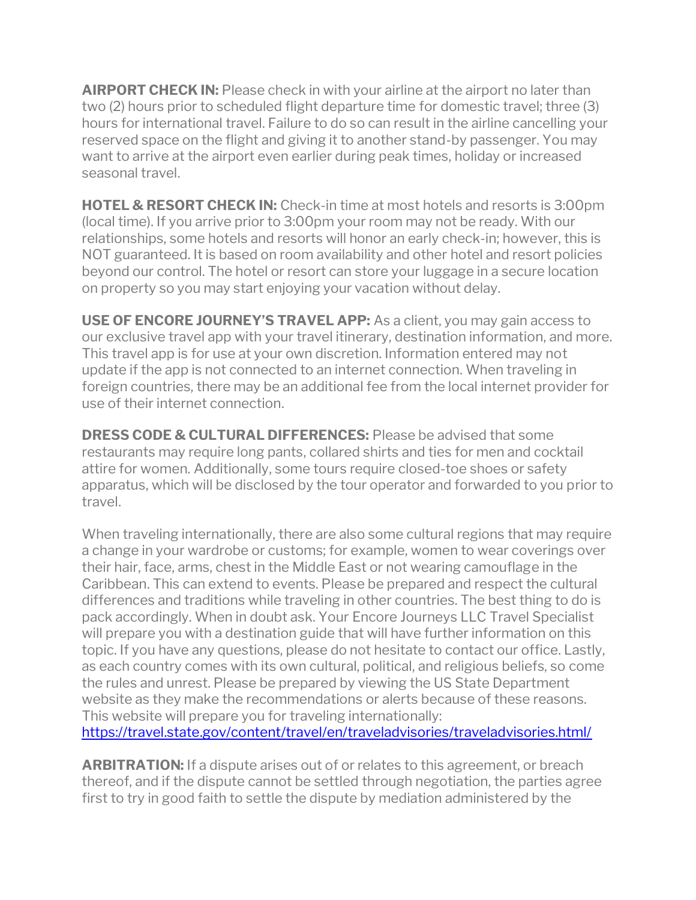**AIRPORT CHECK IN:** Please check in with your airline at the airport no later than two (2) hours prior to scheduled flight departure time for domestic travel; three (3) hours for international travel. Failure to do so can result in the airline cancelling your reserved space on the flight and giving it to another stand-by passenger. You may want to arrive at the airport even earlier during peak times, holiday or increased seasonal travel.

**HOTEL & RESORT CHECK IN:** Check-in time at most hotels and resorts is 3:00pm (local time). If you arrive prior to 3:00pm your room may not be ready. With our relationships, some hotels and resorts will honor an early check-in; however, this is NOT guaranteed. It is based on room availability and other hotel and resort policies beyond our control. The hotel or resort can store your luggage in a secure location on property so you may start enjoying your vacation without delay.

**USE OF ENCORE JOURNEY'S TRAVEL APP:** As a client, you may gain access to our exclusive travel app with your travel itinerary, destination information, and more. This travel app is for use at your own discretion. Information entered may not update if the app is not connected to an internet connection. When traveling in foreign countries, there may be an additional fee from the local internet provider for use of their internet connection.

**DRESS CODE & CULTURAL DIFFERENCES:** Please be advised that some restaurants may require long pants, collared shirts and ties for men and cocktail attire for women. Additionally, some tours require closed-toe shoes or safety apparatus, which will be disclosed by the tour operator and forwarded to you prior to travel.

When traveling internationally, there are also some cultural regions that may require a change in your wardrobe or customs; for example, women to wear coverings over their hair, face, arms, chest in the Middle East or not wearing camouflage in the Caribbean. This can extend to events. Please be prepared and respect the cultural differences and traditions while traveling in other countries. The best thing to do is pack accordingly. When in doubt ask. Your Encore Journeys LLC Travel Specialist will prepare you with a destination guide that will have further information on this topic. If you have any questions, please do not hesitate to contact our office. Lastly, as each country comes with its own cultural, political, and religious beliefs, so come the rules and unrest. Please be prepared by viewing the US State Department website as they make the recommendations or alerts because of these reasons. This website will prepare you for traveling internationally: https://travel.state.gov/content/travel/en/traveladvisories/traveladvisories.html/

**ARBITRATION:** If a dispute arises out of or relates to this agreement, or breach thereof, and if the dispute cannot be settled through negotiation, the parties agree first to try in good faith to settle the dispute by mediation administered by the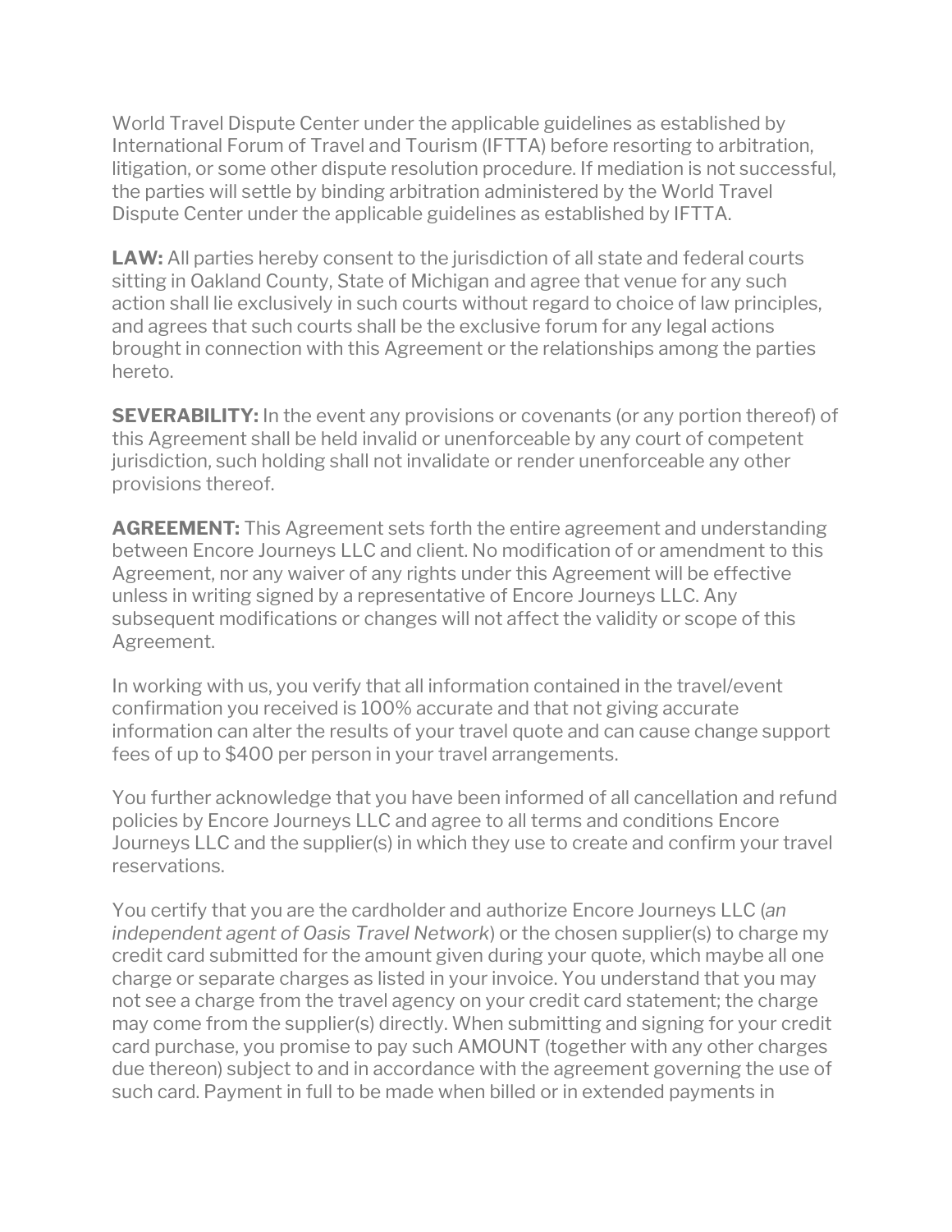World Travel Dispute Center under the applicable guidelines as established by International Forum of Travel and Tourism (IFTTA) before resorting to arbitration, litigation, or some other dispute resolution procedure. If mediation is not successful, the parties will settle by binding arbitration administered by the World Travel Dispute Center under the applicable guidelines as established by IFTTA.

**LAW:** All parties hereby consent to the jurisdiction of all state and federal courts sitting in Oakland County, State of Michigan and agree that venue for any such action shall lie exclusively in such courts without regard to choice of law principles, and agrees that such courts shall be the exclusive forum for any legal actions brought in connection with this Agreement or the relationships among the parties hereto.

**SEVERABILITY:** In the event any provisions or covenants (or any portion thereof) of this Agreement shall be held invalid or unenforceable by any court of competent jurisdiction, such holding shall not invalidate or render unenforceable any other provisions thereof.

**AGREEMENT:** This Agreement sets forth the entire agreement and understanding between Encore Journeys LLC and client. No modification of or amendment to this Agreement, nor any waiver of any rights under this Agreement will be effective unless in writing signed by a representative of Encore Journeys LLC. Any subsequent modifications or changes will not affect the validity or scope of this Agreement.

In working with us, you verify that all information contained in the travel/event confirmation you received is 100% accurate and that not giving accurate information can alter the results of your travel quote and can cause change support fees of up to $400 per person in your travel arrangements.

You further acknowledge that you have been informed of all cancellation and refund policies by Encore Journeys LLC and agree to all terms and conditions Encore Journeys LLC and the supplier(s) in which they use to create and confirm your travel reservations.

You certify that you are the cardholder and authorize Encore Journeys LLC (*an independent agent of Oasis Travel Network*) or the chosen supplier(s) to charge my credit card submitted for the amount given during your quote, which maybe all one charge or separate charges as listed in your invoice. You understand that you may not see a charge from the travel agency on your credit card statement; the charge may come from the supplier(s) directly. When submitting and signing for your credit card purchase, you promise to pay such AMOUNT (together with any other charges due thereon) subject to and in accordance with the agreement governing the use of such card. Payment in full to be made when billed or in extended payments in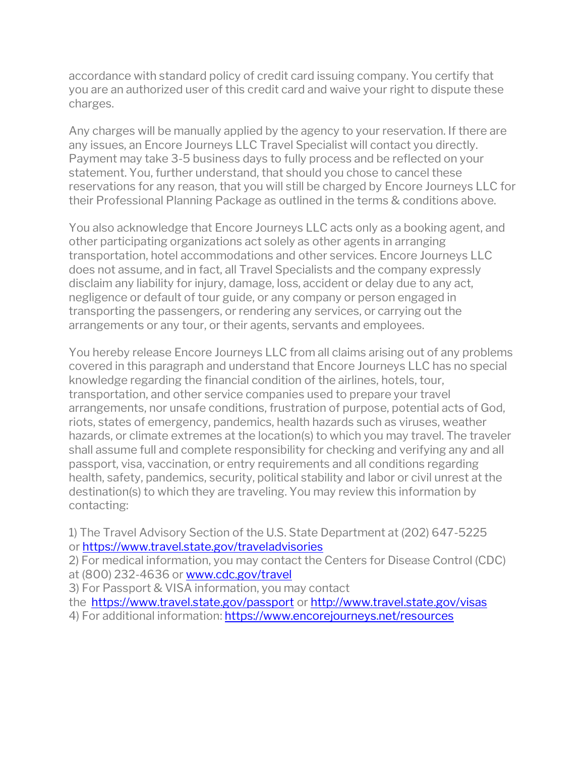accordance with standard policy of credit card issuing company. You certify that you are an authorized user of this credit card and waive your right to dispute these charges.

Any charges will be manually applied by the agency to your reservation. If there are any issues, an Encore Journeys LLC Travel Specialist will contact you directly. Payment may take 3-5 business days to fully process and be reflected on your statement. You, further understand, that should you chose to cancel these reservations for any reason, that you will still be charged by Encore Journeys LLC for their Professional Planning Package as outlined in the terms & conditions above.

You also acknowledge that Encore Journeys LLC acts only as a booking agent, and other participating organizations act solely as other agents in arranging transportation, hotel accommodations and other services. Encore Journeys LLC does not assume, and in fact, all Travel Specialists and the company expressly disclaim any liability for injury, damage, loss, accident or delay due to any act, negligence or default of tour guide, or any company or person engaged in transporting the passengers, or rendering any services, or carrying out the arrangements or any tour, or their agents, servants and employees.

You hereby release Encore Journeys LLC from all claims arising out of any problems covered in this paragraph and understand that Encore Journeys LLC has no special knowledge regarding the financial condition of the airlines, hotels, tour, transportation, and other service companies used to prepare your travel arrangements, nor unsafe conditions, frustration of purpose, potential acts of God, riots, states of emergency, pandemics, health hazards such as viruses, weather hazards, or climate extremes at the location(s) to which you may travel. The traveler shall assume full and complete responsibility for checking and verifying any and all passport, visa, vaccination, or entry requirements and all conditions regarding health, safety, pandemics, security, political stability and labor or civil unrest at the destination(s) to which they are traveling. You may review this information by contacting:

1) The Travel Advisory Section of the U.S. State Department at (202) 647-5225 or [https://www.travel.state.gov/traveladvisories](https://www.travel.state.gov/traveladvisories)
2) For medical information, you may contact the Centers for Disease Control (CDC) at (800) 232-4636 or [www.cdc.gov/travel](http://www.cdc.gov/travel)
3) For Passport & VISA information, you may contact the [https://www.travel.state.gov/passport](https://www.travel.state.gov/passport) or [http://www.travel.state.gov/visas](http://www.travel.state.gov/visas)
4) For additional information: [https://www.encorejourneys.net/resources](https://www.encorejourneys.net/resources)